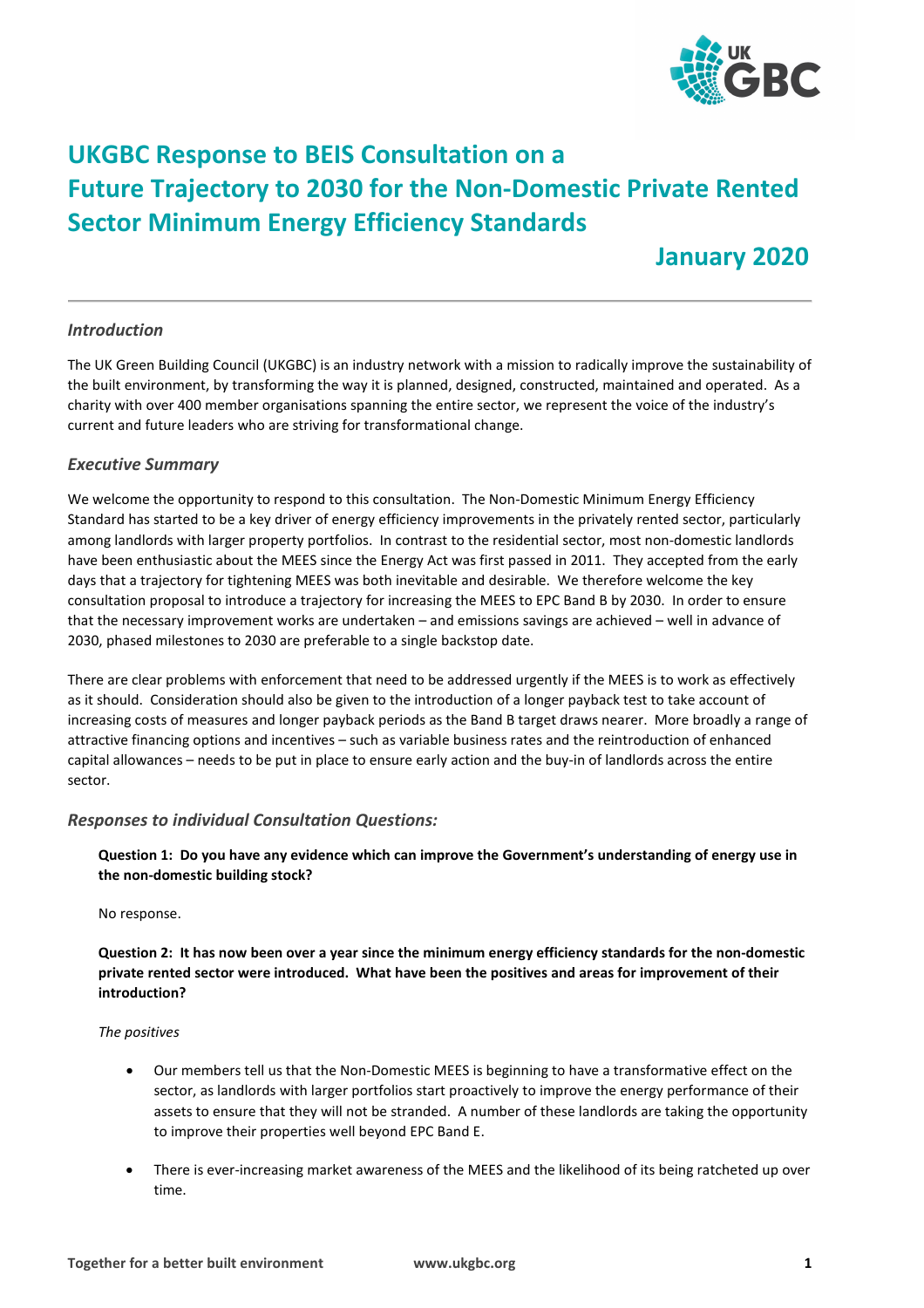# UKGBC Response to BEIS Consultation on a Future Trajectory to 2030 for the Non-Domestic Private Rented Sector Minimum Energy Efficiency Standards

## January 2020

### *Introduction*

The UK Green Building Council (UKGBC) is an industry network with a mission to radically improve the sustainability of the built environment, by transforming the way it is planned, designed, constructed, maintained and operated. As a charity with over 400 member organisations spanning the entire sector, we represent the voice of the industry's current and future leaders who are striving for transformational change.

### *Executive Summary*

We welcome the opportunity to respond to this consultation. The Non-Domestic Minimum Energy Efficiency Standard has started to be a key driver of energy efficiency improvements in the privately rented sector, particularly among landlords with larger property portfolios. In contrast to the residential sector, most non-domestic landlords have been enthusiastic about the MEES since the Energy Act was first passed in 2011. They accepted from the early days that a trajectory for tightening MEES was both inevitable and desirable. We therefore welcome the key consultation proposal to introduce a trajectory for increasing the MEES to EPC Band B by 2030. In order to ensure that the necessary improvement works are undertaken – and emissions savings are achieved – well in advance of 2030, phased milestones to 2030 are preferable to a single backstop date.

There are clear problems with enforcement that need to be addressed urgently if the MEES is to work as effectively as it should. Consideration should also be given to the introduction of a longer payback test to take account of increasing costs of measures and longer payback periods as the Band B target draws nearer. More broadly a range of attractive financing options and incentives – such as variable business rates and the reintroduction of enhanced capital allowances – needs to be put in place to ensure early action and the buy-in of landlords across the entire sector.

### *Responses to individual Consultation Questions:*

**Question 1: Do you have any evidence which can improve the Government's understanding of energy use in the non-domestic building stock?**

No response.

**Question 2: It has now been over a year since the minimum energy efficiency standards for the non-domestic private rented sector were introduced. What have been the positives and areas for improvement of their introduction?**

*The positives*

- Our members tell us that the Non-Domestic MEES is beginning to have a transformative effect on the sector, as landlords with larger portfolios start proactively to improve the energy performance of their assets to ensure that they will not be stranded. A number of these landlords are taking the opportunity to improve their properties well beyond EPC Band E.
- There is ever-increasing market awareness of the MEES and the likelihood of its being ratcheted up over time.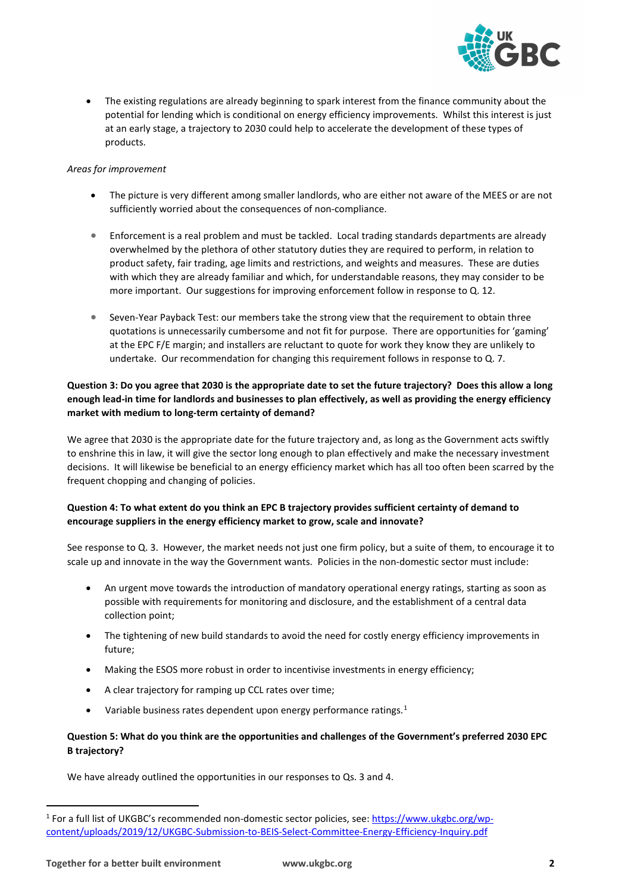- The existing regulations are already beginning to spark interest from the finance community about the potential for lending which is conditional on energy efficiency improvements. Whilst this interest is just at an early stage, a trajectory to 2030 could help to accelerate the development of these types of products.

*Areas for improvement*

- The picture is very different among smaller landlords, who are either not aware of the MEES or are not sufficiently worried about the consequences of non-compliance.

- Enforcement is a real problem and must be tackled. Local trading standards departments are already overwhelmed by the plethora of other statutory duties they are required to perform, in relation to product safety, fair trading, age limits and restrictions, and weights and measures. These are duties with which they are already familiar and which, for understandable reasons, they may consider to be more important. Our suggestions for improving enforcement follow in response to Q. 12.

- Seven-Year Payback Test: our members take the strong view that the requirement to obtain three quotations is unnecessarily cumbersome and not fit for purpose. There are opportunities for 'gaming' at the EPC F/E margin; and installers are reluctant to quote for work they know they are unlikely to undertake. Our recommendation for changing this requirement follows in response to Q. 7.

**Question 3: Do you agree that 2030 is the appropriate date to set the future trajectory? Does this allow a long enough lead-in time for landlords and businesses to plan effectively, as well as providing the energy efficiency market with medium to long-term certainty of demand?**

We agree that 2030 is the appropriate date for the future trajectory and, as long as the Government acts swiftly to enshrine this in law, it will give the sector long enough to plan effectively and make the necessary investment decisions. It will likewise be beneficial to an energy efficiency market which has all too often been scarred by the frequent chopping and changing of policies.

**Question 4: To what extent do you think an EPC B trajectory provides sufficient certainty of demand to encourage suppliers in the energy efficiency market to grow, scale and innovate?**

See response to Q. 3. However, the market needs not just one firm policy, but a suite of them, to encourage it to scale up and innovate in the way the Government wants. Policies in the non-domestic sector must include:

- An urgent move towards the introduction of mandatory operational energy ratings, starting as soon as possible with requirements for monitoring and disclosure, and the establishment of a central data collection point;
- The tightening of new build standards to avoid the need for costly energy efficiency improvements in future;
- Making the ESOS more robust in order to incentivise investments in energy efficiency;
- A clear trajectory for ramping up CCL rates over time;
- Variable business rates dependent upon energy performance ratings.[1]

**Question 5: What do you think are the opportunities and challenges of the Government's preferred 2030 EPC B trajectory?**

We have already outlined the opportunities in our responses to Qs. 3 and 4.

---

[1] For a full list of UKGBC's recommended non-domestic sector policies, see: https://www.ukgbc.org/wp-content/uploads/2019/12/UKGBC-Submission-to-BEIS-Select-Committee-Energy-Efficiency-Inquiry.pdf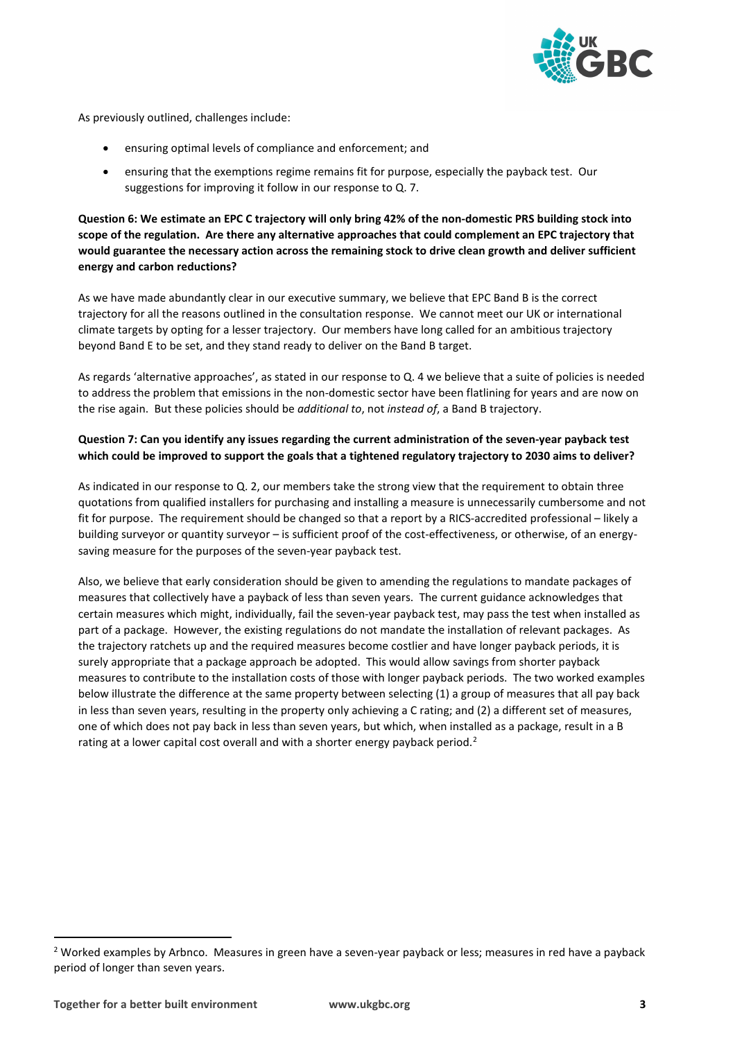As previously outlined, challenges include:

- ensuring optimal levels of compliance and enforcement; and
- ensuring that the exemptions regime remains fit for purpose, especially the payback test. Our suggestions for improving it follow in our response to Q. 7.

**Question 6: We estimate an EPC C trajectory will only bring 42% of the non-domestic PRS building stock into scope of the regulation. Are there any alternative approaches that could complement an EPC trajectory that would guarantee the necessary action across the remaining stock to drive clean growth and deliver sufficient energy and carbon reductions?**

As we have made abundantly clear in our executive summary, we believe that EPC Band B is the correct trajectory for all the reasons outlined in the consultation response. We cannot meet our UK or international climate targets by opting for a lesser trajectory. Our members have long called for an ambitious trajectory beyond Band E to be set, and they stand ready to deliver on the Band B target.

As regards 'alternative approaches', as stated in our response to Q. 4 we believe that a suite of policies is needed to address the problem that emissions in the non-domestic sector have been flatlining for years and are now on the rise again. But these policies should be *additional to*, not *instead of*, a Band B trajectory.

**Question 7: Can you identify any issues regarding the current administration of the seven-year payback test which could be improved to support the goals that a tightened regulatory trajectory to 2030 aims to deliver?**

As indicated in our response to Q. 2, our members take the strong view that the requirement to obtain three quotations from qualified installers for purchasing and installing a measure is unnecessarily cumbersome and not fit for purpose. The requirement should be changed so that a report by a RICS-accredited professional – likely a building surveyor or quantity surveyor – is sufficient proof of the cost-effectiveness, or otherwise, of an energy-saving measure for the purposes of the seven-year payback test.

Also, we believe that early consideration should be given to amending the regulations to mandate packages of measures that collectively have a payback of less than seven years. The current guidance acknowledges that certain measures which might, individually, fail the seven-year payback test, may pass the test when installed as part of a package. However, the existing regulations do not mandate the installation of relevant packages. As the trajectory ratchets up and the required measures become costlier and have longer payback periods, it is surely appropriate that a package approach be adopted. This would allow savings from shorter payback measures to contribute to the installation costs of those with longer payback periods. The two worked examples below illustrate the difference at the same property between selecting (1) a group of measures that all pay back in less than seven years, resulting in the property only achieving a C rating; and (2) a different set of measures, one of which does not pay back in less than seven years, but which, when installed as a package, result in a B rating at a lower capital cost overall and with a shorter energy payback period.[2]

[2] Worked examples by Arbnco. Measures in green have a seven-year payback or less; measures in red have a payback period of longer than seven years.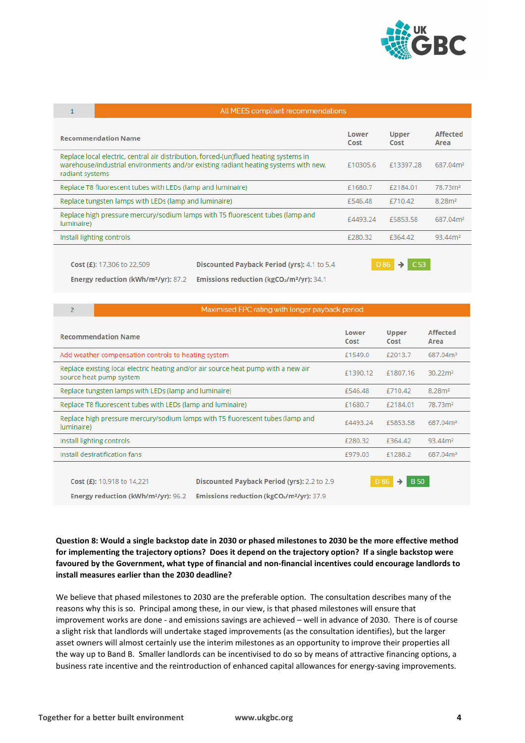| 1 | All MEES compliant recommendations | | |
|---|---|---|---|
| **Recommendation Name** | **Lower Cost** | **Upper Cost** | **Affected Area** |
| Replace local electric, central air distribution, forced-(un)flued heating systems in warehouse/industrial environments and/or existing radiant heating systems with new, radiant systems | £10305.6 | £13397.28 | 687.04m² |
| Replace T8 fluorescent tubes with LEDs (lamp and luminaire) | £1680.7 | £2184.01 | 78.73m² |
| Replace tungsten lamps with LEDs (lamp and luminaire) | £546.48 | £710.42 | 8.28m² |
| Replace high pressure mercury/sodium lamps with T5 fluorescent tubes (lamp and luminaire) | £4493.24 | £5853.58 | 687.04m² |
| Install lighting controls | £280.32 | £364.42 | 93.44m² |

**Cost (£):** 17,306 to 22,509 **Discounted Payback Period (yrs):** 4.1 to 5.4 D 86 → C 53

**Energy reduction (kWh/m²/yr):** 87.2 **Emissions reduction (kg$CO_2$/m²/yr):** 34.1

| 2 | Maximised EPC rating with longer payback period | | |
|---|---|---|---|
| **Recommendation Name** | **Lower Cost** | **Upper Cost** | **Affected Area** |
| Add weather compensation controls to heating system | £1549.0 | £2013.7 | 687.04m² |
| Replace existing local electric heating and/or air source heat pump with a new air source heat pump system | £1390.12 | £1807.16 | 30.22m² |
| Replace tungsten lamps with LEDs (lamp and luminaire) | £546.48 | £710.42 | 8.28m² |
| Replace T8 fluorescent tubes with LEDs (lamp and luminaire) | £1680.7 | £2184.01 | 78.73m² |
| Replace high pressure mercury/sodium lamps with T5 fluorescent tubes (lamp and luminaire) | £4493.24 | £5853.58 | 687.04m² |
| Install lighting controls | £280.32 | £364.42 | 93.44m² |
| Install destratification fans | £979.03 | £1288.2 | 687.04m² |

**Cost (£):** 10,918 to 14,221 **Discounted Payback Period (yrs):** 2.2 to 2.9 D 86 → B 50

**Energy reduction (kWh/m²/yr):** 96.2 **Emissions reduction (kg$CO_2$/m²/yr):** 37.9

**Question 8: Would a single backstop date in 2030 or phased milestones to 2030 be the more effective method for implementing the trajectory options? Does it depend on the trajectory option? If a single backstop were favoured by the Government, what type of financial and non-financial incentives could encourage landlords to install measures earlier than the 2030 deadline?**

We believe that phased milestones to 2030 are the preferable option. The consultation describes many of the reasons why this is so. Principal among these, in our view, is that phased milestones will ensure that improvement works are done - and emissions savings are achieved – well in advance of 2030. There is of course a slight risk that landlords will undertake staged improvements (as the consultation identifies), but the larger asset owners will almost certainly use the interim milestones as an opportunity to improve their properties all the way up to Band B. Smaller landlords can be incentivised to do so by means of attractive financing options, a business rate incentive and the reintroduction of enhanced capital allowances for energy-saving improvements.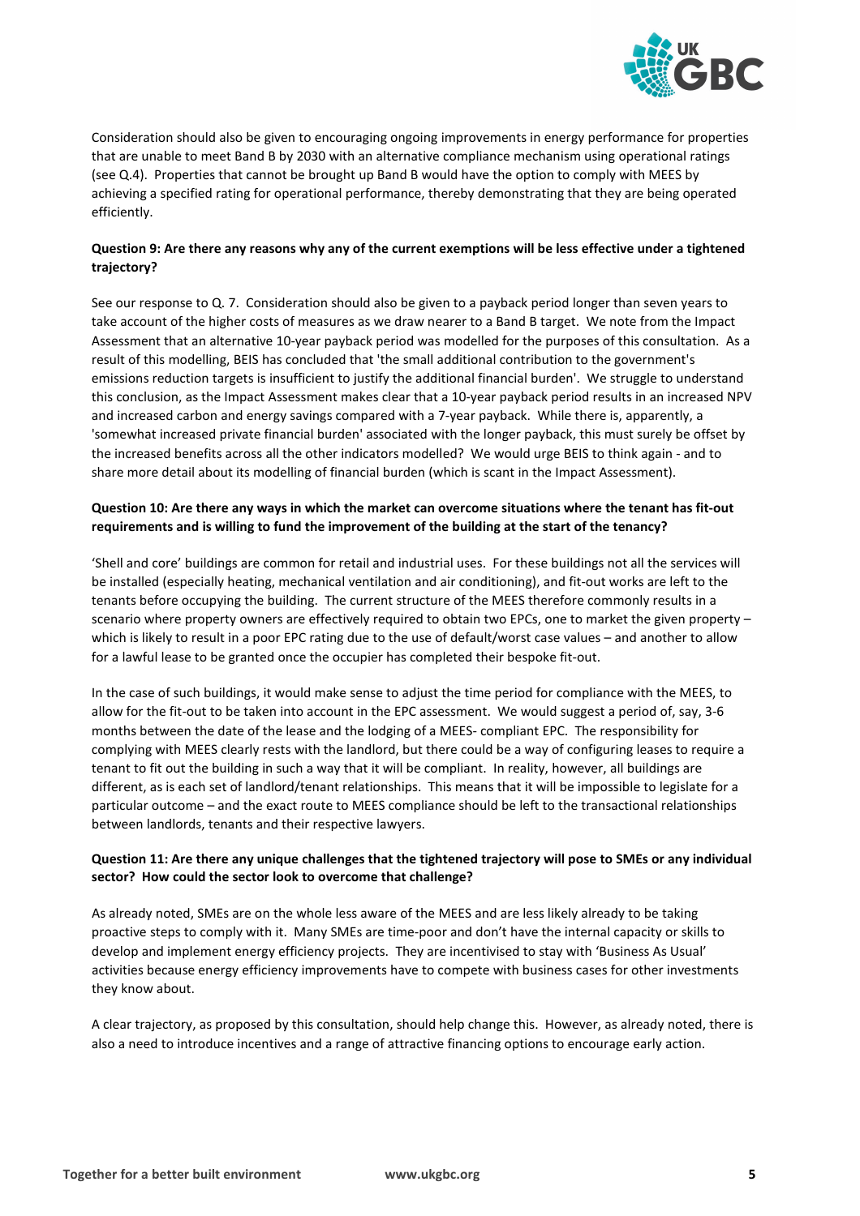Consideration should also be given to encouraging ongoing improvements in energy performance for properties that are unable to meet Band B by 2030 with an alternative compliance mechanism using operational ratings (see Q.4). Properties that cannot be brought up Band B would have the option to comply with MEES by achieving a specified rating for operational performance, thereby demonstrating that they are being operated efficiently.

**Question 9: Are there any reasons why any of the current exemptions will be less effective under a tightened trajectory?**

See our response to Q. 7. Consideration should also be given to a payback period longer than seven years to take account of the higher costs of measures as we draw nearer to a Band B target. We note from the Impact Assessment that an alternative 10-year payback period was modelled for the purposes of this consultation. As a result of this modelling, BEIS has concluded that 'the small additional contribution to the government's emissions reduction targets is insufficient to justify the additional financial burden'. We struggle to understand this conclusion, as the Impact Assessment makes clear that a 10-year payback period results in an increased NPV and increased carbon and energy savings compared with a 7-year payback. While there is, apparently, a 'somewhat increased private financial burden' associated with the longer payback, this must surely be offset by the increased benefits across all the other indicators modelled? We would urge BEIS to think again - and to share more detail about its modelling of financial burden (which is scant in the Impact Assessment).

**Question 10: Are there any ways in which the market can overcome situations where the tenant has fit-out requirements and is willing to fund the improvement of the building at the start of the tenancy?**

'Shell and core' buildings are common for retail and industrial uses. For these buildings not all the services will be installed (especially heating, mechanical ventilation and air conditioning), and fit-out works are left to the tenants before occupying the building. The current structure of the MEES therefore commonly results in a scenario where property owners are effectively required to obtain two EPCs, one to market the given property – which is likely to result in a poor EPC rating due to the use of default/worst case values – and another to allow for a lawful lease to be granted once the occupier has completed their bespoke fit-out.

In the case of such buildings, it would make sense to adjust the time period for compliance with the MEES, to allow for the fit-out to be taken into account in the EPC assessment. We would suggest a period of, say, 3-6 months between the date of the lease and the lodging of a MEES- compliant EPC. The responsibility for complying with MEES clearly rests with the landlord, but there could be a way of configuring leases to require a tenant to fit out the building in such a way that it will be compliant. In reality, however, all buildings are different, as is each set of landlord/tenant relationships. This means that it will be impossible to legislate for a particular outcome – and the exact route to MEES compliance should be left to the transactional relationships between landlords, tenants and their respective lawyers.

**Question 11: Are there any unique challenges that the tightened trajectory will pose to SMEs or any individual sector? How could the sector look to overcome that challenge?**

As already noted, SMEs are on the whole less aware of the MEES and are less likely already to be taking proactive steps to comply with it. Many SMEs are time-poor and don't have the internal capacity or skills to develop and implement energy efficiency projects. They are incentivised to stay with 'Business As Usual' activities because energy efficiency improvements have to compete with business cases for other investments they know about.

A clear trajectory, as proposed by this consultation, should help change this. However, as already noted, there is also a need to introduce incentives and a range of attractive financing options to encourage early action.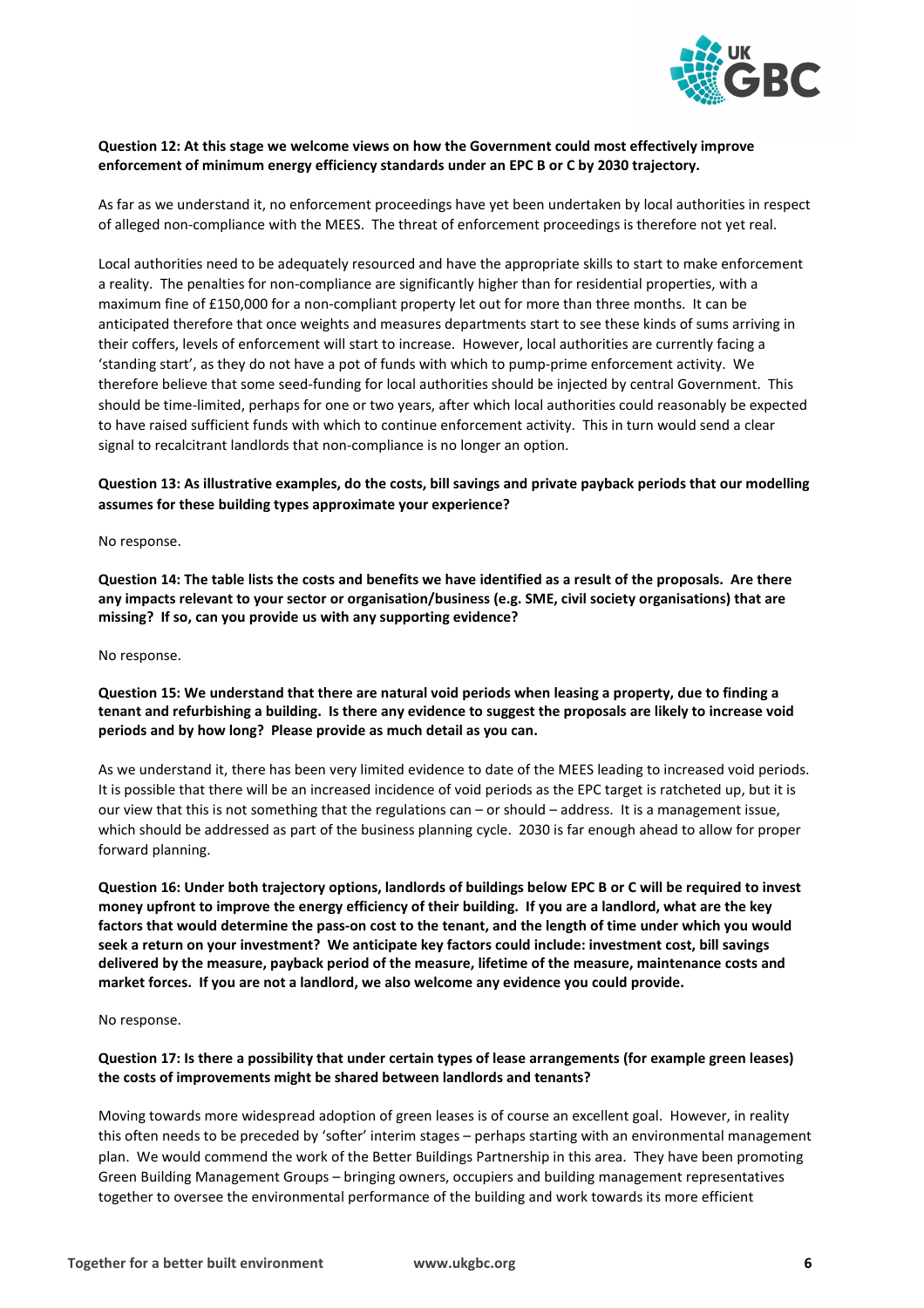**Question 12: At this stage we welcome views on how the Government could most effectively improve enforcement of minimum energy efficiency standards under an EPC B or C by 2030 trajectory.**

As far as we understand it, no enforcement proceedings have yet been undertaken by local authorities in respect of alleged non-compliance with the MEES. The threat of enforcement proceedings is therefore not yet real.

Local authorities need to be adequately resourced and have the appropriate skills to start to make enforcement a reality. The penalties for non-compliance are significantly higher than for residential properties, with a maximum fine of £150,000 for a non-compliant property let out for more than three months. It can be anticipated therefore that once weights and measures departments start to see these kinds of sums arriving in their coffers, levels of enforcement will start to increase. However, local authorities are currently facing a 'standing start', as they do not have a pot of funds with which to pump-prime enforcement activity. We therefore believe that some seed-funding for local authorities should be injected by central Government. This should be time-limited, perhaps for one or two years, after which local authorities could reasonably be expected to have raised sufficient funds with which to continue enforcement activity. This in turn would send a clear signal to recalcitrant landlords that non-compliance is no longer an option.

**Question 13: As illustrative examples, do the costs, bill savings and private payback periods that our modelling assumes for these building types approximate your experience?**

No response.

**Question 14: The table lists the costs and benefits we have identified as a result of the proposals. Are there any impacts relevant to your sector or organisation/business (e.g. SME, civil society organisations) that are missing? If so, can you provide us with any supporting evidence?**

No response.

**Question 15: We understand that there are natural void periods when leasing a property, due to finding a tenant and refurbishing a building. Is there any evidence to suggest the proposals are likely to increase void periods and by how long? Please provide as much detail as you can.**

As we understand it, there has been very limited evidence to date of the MEES leading to increased void periods. It is possible that there will be an increased incidence of void periods as the EPC target is ratcheted up, but it is our view that this is not something that the regulations can – or should – address. It is a management issue, which should be addressed as part of the business planning cycle. 2030 is far enough ahead to allow for proper forward planning.

**Question 16: Under both trajectory options, landlords of buildings below EPC B or C will be required to invest money upfront to improve the energy efficiency of their building. If you are a landlord, what are the key factors that would determine the pass-on cost to the tenant, and the length of time under which you would seek a return on your investment? We anticipate key factors could include: investment cost, bill savings delivered by the measure, payback period of the measure, lifetime of the measure, maintenance costs and market forces. If you are not a landlord, we also welcome any evidence you could provide.**

No response.

**Question 17: Is there a possibility that under certain types of lease arrangements (for example green leases) the costs of improvements might be shared between landlords and tenants?**

Moving towards more widespread adoption of green leases is of course an excellent goal. However, in reality this often needs to be preceded by 'softer' interim stages – perhaps starting with an environmental management plan. We would commend the work of the Better Buildings Partnership in this area. They have been promoting Green Building Management Groups – bringing owners, occupiers and building management representatives together to oversee the environmental performance of the building and work towards its more efficient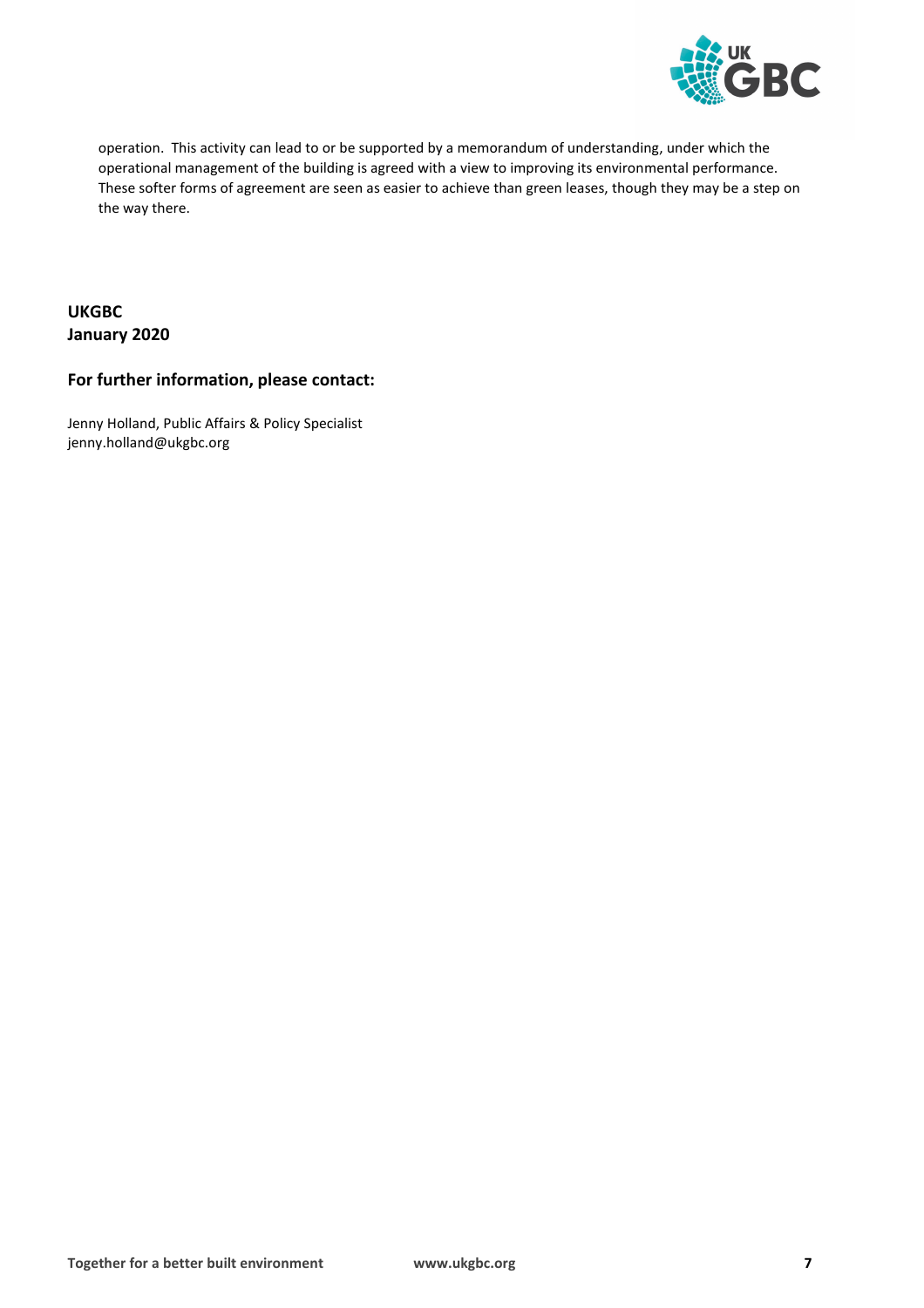operation. This activity can lead to or be supported by a memorandum of understanding, under which the operational management of the building is agreed with a view to improving its environmental performance. These softer forms of agreement are seen as easier to achieve than green leases, though they may be a step on the way there.

**UKGBC**
**January 2020**

**For further information, please contact:**

Jenny Holland, Public Affairs & Policy Specialist
jenny.holland@ukgbc.org